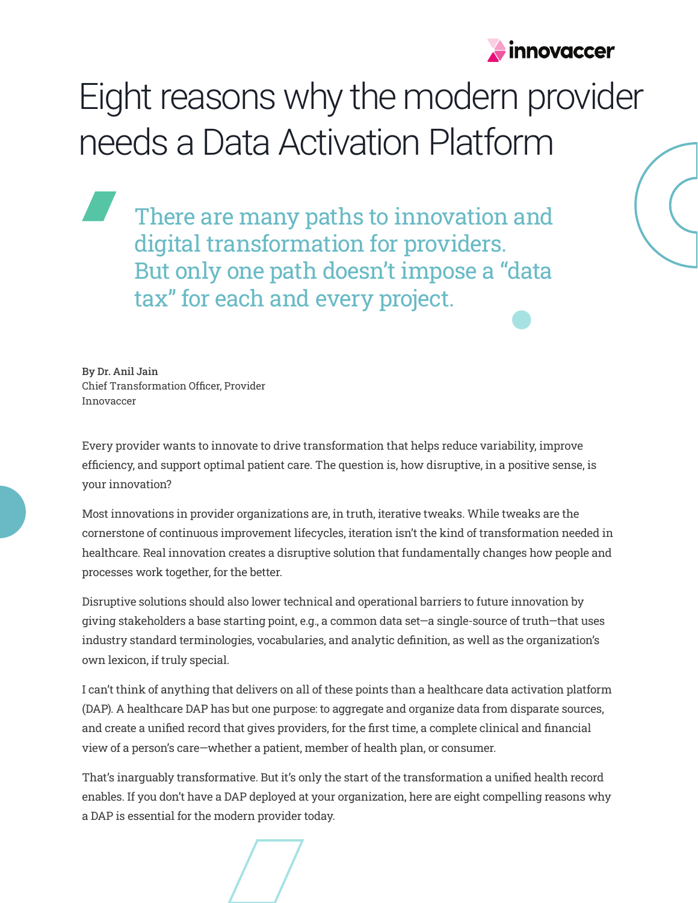innovaccer

# Eight reasons why the modern provider needs a Data Activation Platform

> There are many paths to innovation and digital transformation for providers. But only one path doesn't impose a "data tax" for each and every project.

**By Dr. Anil Jain**
Chief Transformation Officer, Provider
Innovaccer

Every provider wants to innovate to drive transformation that helps reduce variability, improve efficiency, and support optimal patient care. The question is, how disruptive, in a positive sense, is your innovation?

Most innovations in provider organizations are, in truth, iterative tweaks. While tweaks are the cornerstone of continuous improvement lifecycles, iteration isn't the kind of transformation needed in healthcare. Real innovation creates a disruptive solution that fundamentally changes how people and processes work together, for the better.

Disruptive solutions should also lower technical and operational barriers to future innovation by giving stakeholders a base starting point, e.g., a common data set—a single-source of truth—that uses industry standard terminologies, vocabularies, and analytic definition, as well as the organization's own lexicon, if truly special.

I can't think of anything that delivers on all of these points than a healthcare data activation platform (DAP). A healthcare DAP has but one purpose: to aggregate and organize data from disparate sources, and create a unified record that gives providers, for the first time, a complete clinical and financial view of a person's care—whether a patient, member of health plan, or consumer.

That's inarguably transformative. But it's only the start of the transformation a unified health record enables. If you don't have a DAP deployed at your organization, here are eight compelling reasons why a DAP is essential for the modern provider today.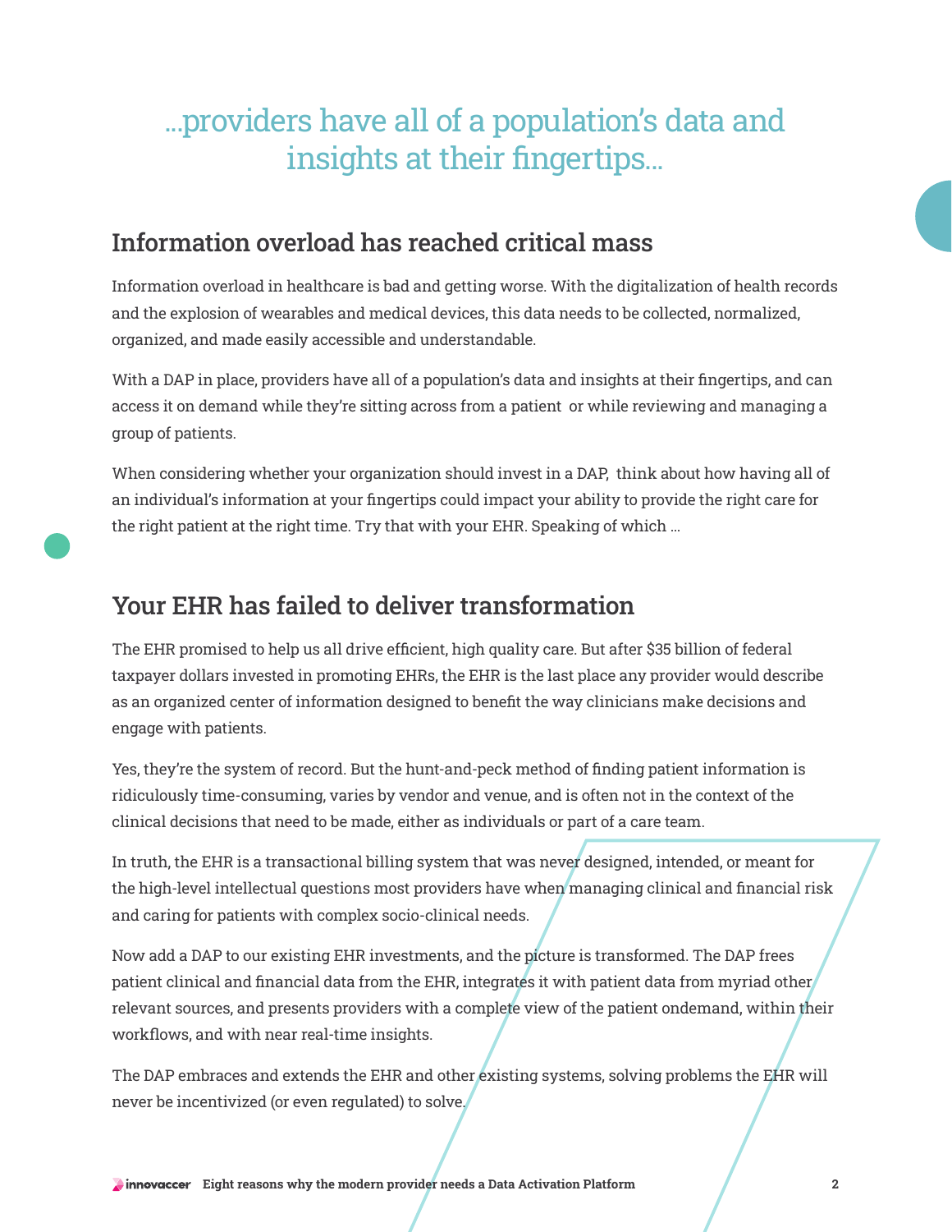## ...providers have all of a population's data and insights at their fingertips...

## Information overload has reached critical mass

Information overload in healthcare is bad and getting worse. With the digitalization of health records and the explosion of wearables and medical devices, this data needs to be collected, normalized, organized, and made easily accessible and understandable.

With a DAP in place, providers have all of a population's data and insights at their fingertips, and can access it on demand while they're sitting across from a patient or while reviewing and managing a group of patients.

When considering whether your organization should invest in a DAP, think about how having all of an individual's information at your fingertips could impact your ability to provide the right care for the right patient at the right time. Try that with your EHR. Speaking of which ...

## Your EHR has failed to deliver transformation

The EHR promised to help us all drive efficient, high quality care. But after $35 billion of federal taxpayer dollars invested in promoting EHRs, the EHR is the last place any provider would describe as an organized center of information designed to benefit the way clinicians make decisions and engage with patients.

Yes, they're the system of record. But the hunt-and-peck method of finding patient information is ridiculously time-consuming, varies by vendor and venue, and is often not in the context of the clinical decisions that need to be made, either as individuals or part of a care team.

In truth, the EHR is a transactional billing system that was never designed, intended, or meant for the high-level intellectual questions most providers have when managing clinical and financial risk and caring for patients with complex socio-clinical needs.

Now add a DAP to our existing EHR investments, and the picture is transformed. The DAP frees patient clinical and financial data from the EHR, integrates it with patient data from myriad other relevant sources, and presents providers with a complete view of the patient ondemand, within their workflows, and with near real-time insights.

The DAP embraces and extends the EHR and other existing systems, solving problems the EHR will never be incentivized (or even regulated) to solve.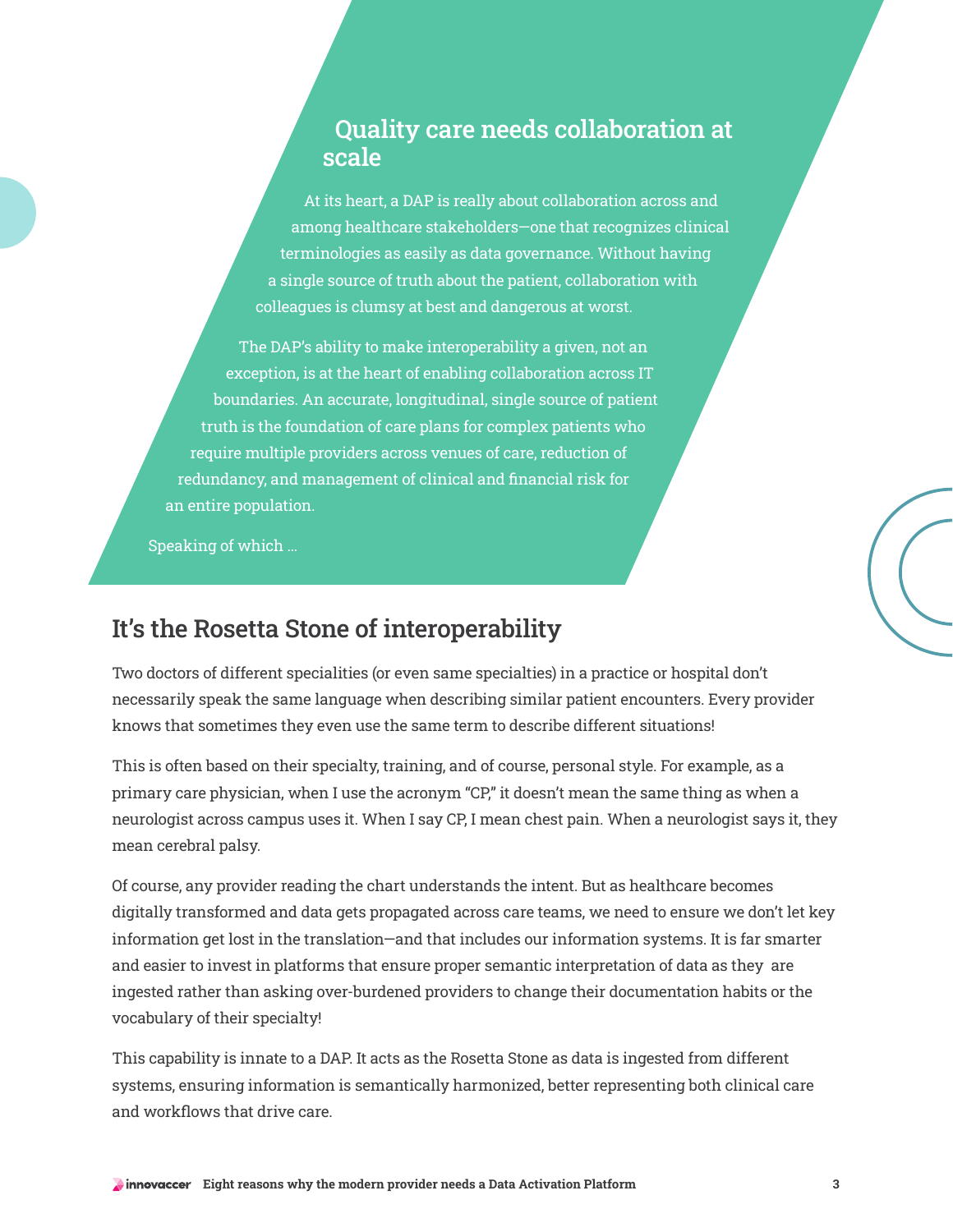## Quality care needs collaboration at scale

At its heart, a DAP is really about collaboration across and among healthcare stakeholders—one that recognizes clinical terminologies as easily as data governance. Without having a single source of truth about the patient, collaboration with colleagues is clumsy at best and dangerous at worst.

The DAP's ability to make interoperability a given, not an exception, is at the heart of enabling collaboration across IT boundaries. An accurate, longitudinal, single source of patient truth is the foundation of care plans for complex patients who require multiple providers across venues of care, reduction of redundancy, and management of clinical and financial risk for an entire population.

Speaking of which ...

## It's the Rosetta Stone of interoperability

Two doctors of different specialities (or even same specialties) in a practice or hospital don't necessarily speak the same language when describing similar patient encounters. Every provider knows that sometimes they even use the same term to describe different situations!

This is often based on their specialty, training, and of course, personal style. For example, as a primary care physician, when I use the acronym "CP," it doesn't mean the same thing as when a neurologist across campus uses it. When I say CP, I mean chest pain. When a neurologist says it, they mean cerebral palsy.

Of course, any provider reading the chart understands the intent. But as healthcare becomes digitally transformed and data gets propagated across care teams, we need to ensure we don't let key information get lost in the translation—and that includes our information systems. It is far smarter and easier to invest in platforms that ensure proper semantic interpretation of data as they are ingested rather than asking over-burdened providers to change their documentation habits or the vocabulary of their specialty!

This capability is innate to a DAP. It acts as the Rosetta Stone as data is ingested from different systems, ensuring information is semantically harmonized, better representing both clinical care and workflows that drive care.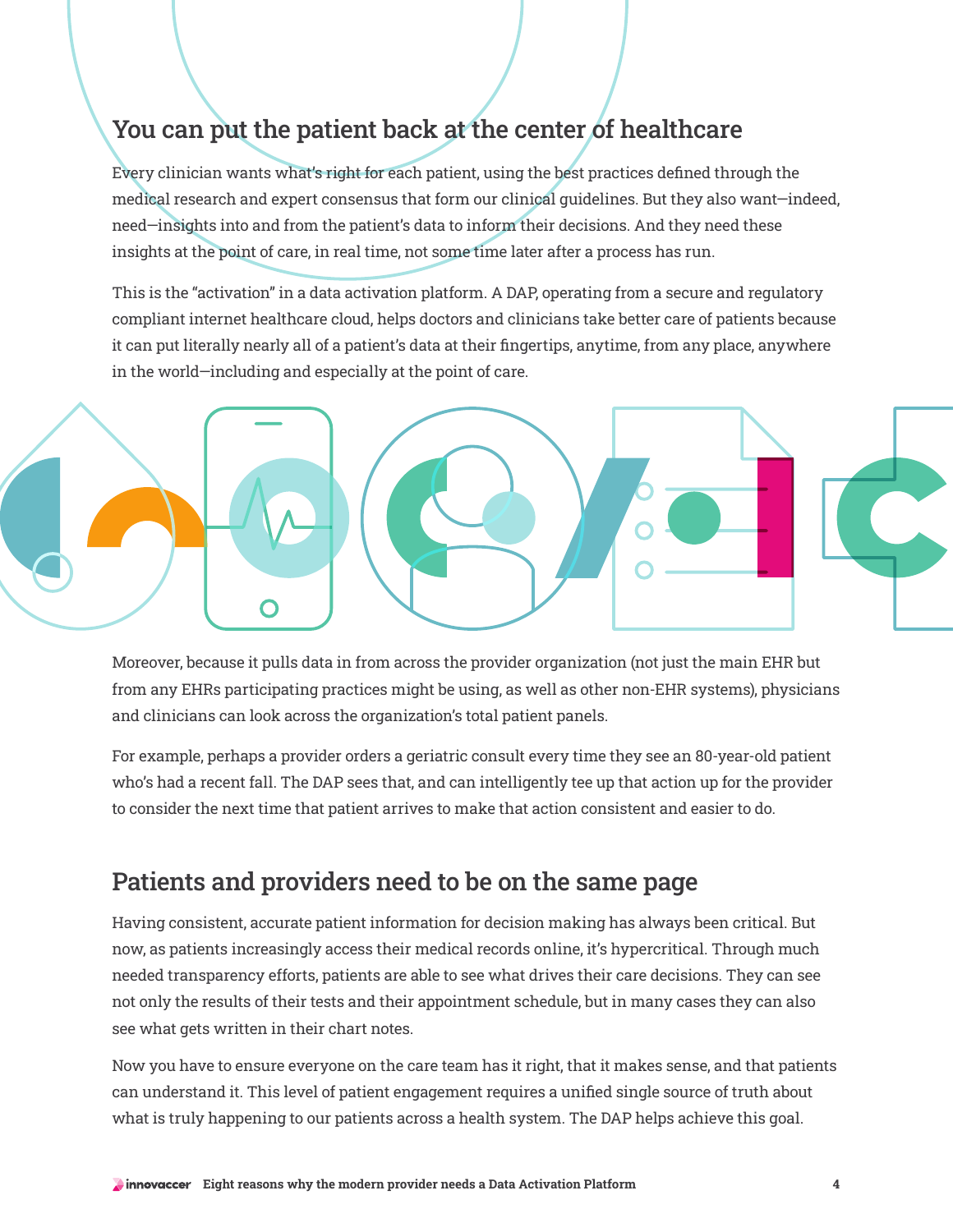## You can put the patient back at the center of healthcare

Every clinician wants what's right for each patient, using the best practices defined through the medical research and expert consensus that form our clinical guidelines. But they also want—indeed, need—insights into and from the patient's data to inform their decisions. And they need these insights at the point of care, in real time, not some time later after a process has run.

This is the "activation" in a data activation platform. A DAP, operating from a secure and regulatory compliant internet healthcare cloud, helps doctors and clinicians take better care of patients because it can put literally nearly all of a patient's data at their fingertips, anytime, from any place, anywhere in the world—including and especially at the point of care.

Moreover, because it pulls data in from across the provider organization (not just the main EHR but from any EHRs participating practices might be using, as well as other non-EHR systems), physicians and clinicians can look across the organization's total patient panels.

For example, perhaps a provider orders a geriatric consult every time they see an 80-year-old patient who's had a recent fall. The DAP sees that, and can intelligently tee up that action up for the provider to consider the next time that patient arrives to make that action consistent and easier to do.

## Patients and providers need to be on the same page

Having consistent, accurate patient information for decision making has always been critical. But now, as patients increasingly access their medical records online, it's hypercritical. Through much needed transparency efforts, patients are able to see what drives their care decisions. They can see not only the results of their tests and their appointment schedule, but in many cases they can also see what gets written in their chart notes.

Now you have to ensure everyone on the care team has it right, that it makes sense, and that patients can understand it. This level of patient engagement requires a unified single source of truth about what is truly happening to our patients across a health system. The DAP helps achieve this goal.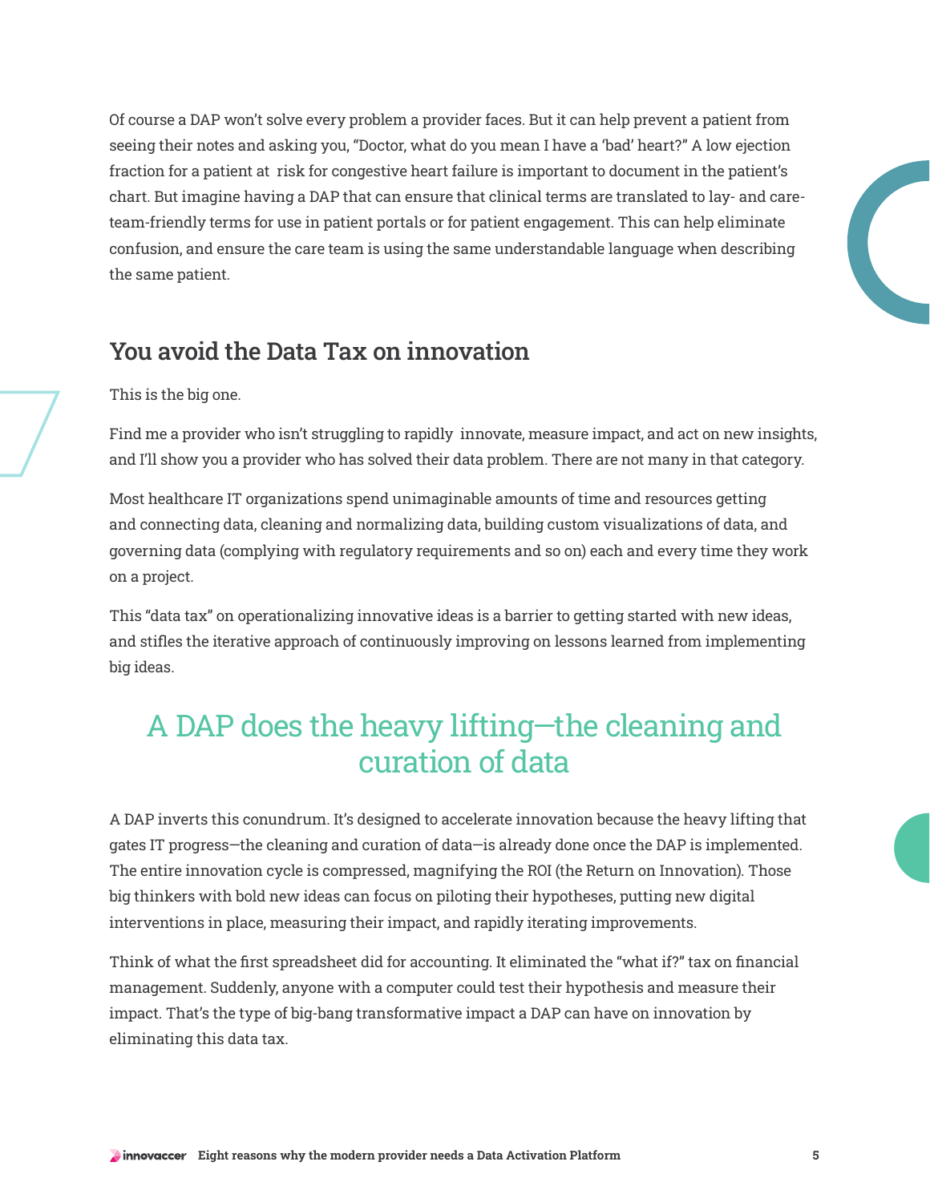Of course a DAP won't solve every problem a provider faces. But it can help prevent a patient from seeing their notes and asking you, "Doctor, what do you mean I have a 'bad' heart?" A low ejection fraction for a patient at risk for congestive heart failure is important to document in the patient's chart. But imagine having a DAP that can ensure that clinical terms are translated to lay- and care-team-friendly terms for use in patient portals or for patient engagement. This can help eliminate confusion, and ensure the care team is using the same understandable language when describing the same patient.

## You avoid the Data Tax on innovation

This is the big one.

Find me a provider who isn't struggling to rapidly innovate, measure impact, and act on new insights, and I'll show you a provider who has solved their data problem. There are not many in that category.

Most healthcare IT organizations spend unimaginable amounts of time and resources getting and connecting data, cleaning and normalizing data, building custom visualizations of data, and governing data (complying with regulatory requirements and so on) each and every time they work on a project.

This "data tax" on operationalizing innovative ideas is a barrier to getting started with new ideas, and stifles the iterative approach of continuously improving on lessons learned from implementing big ideas.

> A DAP does the heavy lifting—the cleaning and curation of data

A DAP inverts this conundrum. It's designed to accelerate innovation because the heavy lifting that gates IT progress—the cleaning and curation of data—is already done once the DAP is implemented. The entire innovation cycle is compressed, magnifying the ROI (the Return on Innovation). Those big thinkers with bold new ideas can focus on piloting their hypotheses, putting new digital interventions in place, measuring their impact, and rapidly iterating improvements.

Think of what the first spreadsheet did for accounting. It eliminated the "what if?" tax on financial management. Suddenly, anyone with a computer could test their hypothesis and measure their impact. That's the type of big-bang transformative impact a DAP can have on innovation by eliminating this data tax.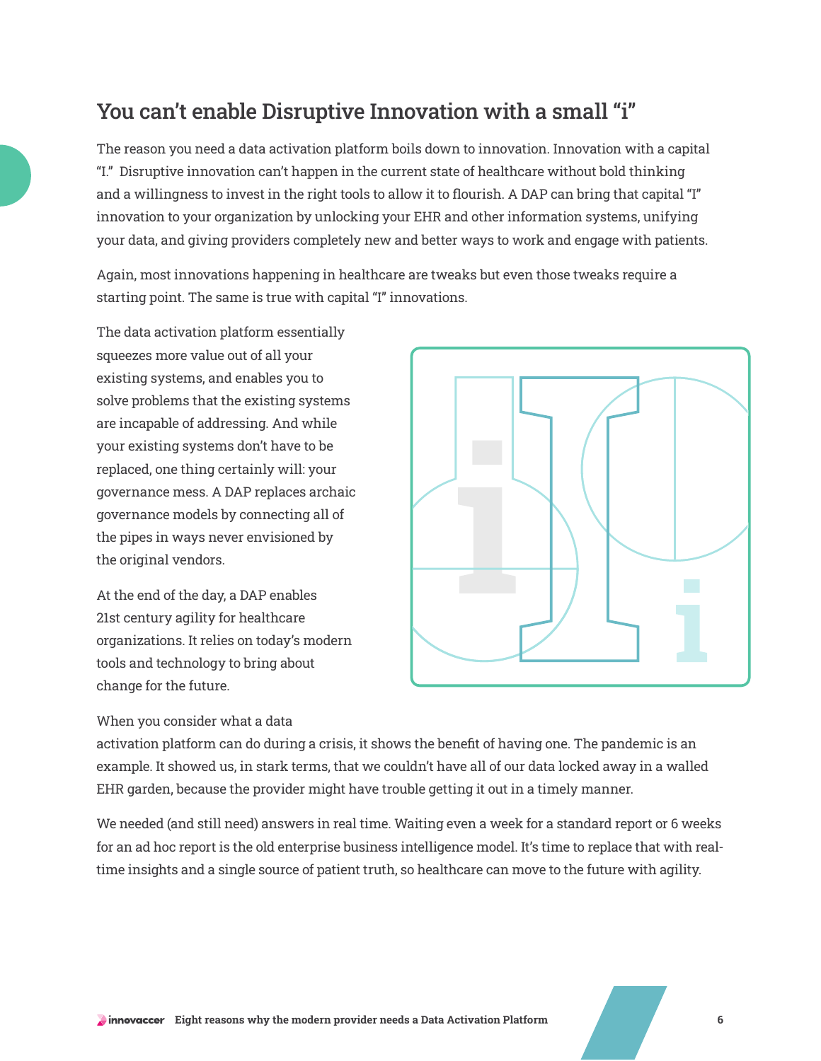## You can't enable Disruptive Innovation with a small "i"

The reason you need a data activation platform boils down to innovation. Innovation with a capital "I." Disruptive innovation can't happen in the current state of healthcare without bold thinking and a willingness to invest in the right tools to allow it to flourish. A DAP can bring that capital "I" innovation to your organization by unlocking your EHR and other information systems, unifying your data, and giving providers completely new and better ways to work and engage with patients.

Again, most innovations happening in healthcare are tweaks but even those tweaks require a starting point. The same is true with capital "I" innovations.

The data activation platform essentially squeezes more value out of all your existing systems, and enables you to solve problems that the existing systems are incapable of addressing. And while your existing systems don't have to be replaced, one thing certainly will: your governance mess. A DAP replaces archaic governance models by connecting all of the pipes in ways never envisioned by the original vendors.

At the end of the day, a DAP enables 21st century agility for healthcare organizations. It relies on today's modern tools and technology to bring about change for the future.

When you consider what a data activation platform can do during a crisis, it shows the benefit of having one. The pandemic is an example. It showed us, in stark terms, that we couldn't have all of our data locked away in a walled EHR garden, because the provider might have trouble getting it out in a timely manner.

We needed (and still need) answers in real time. Waiting even a week for a standard report or 6 weeks for an ad hoc report is the old enterprise business intelligence model. It's time to replace that with real-time insights and a single source of patient truth, so healthcare can move to the future with agility.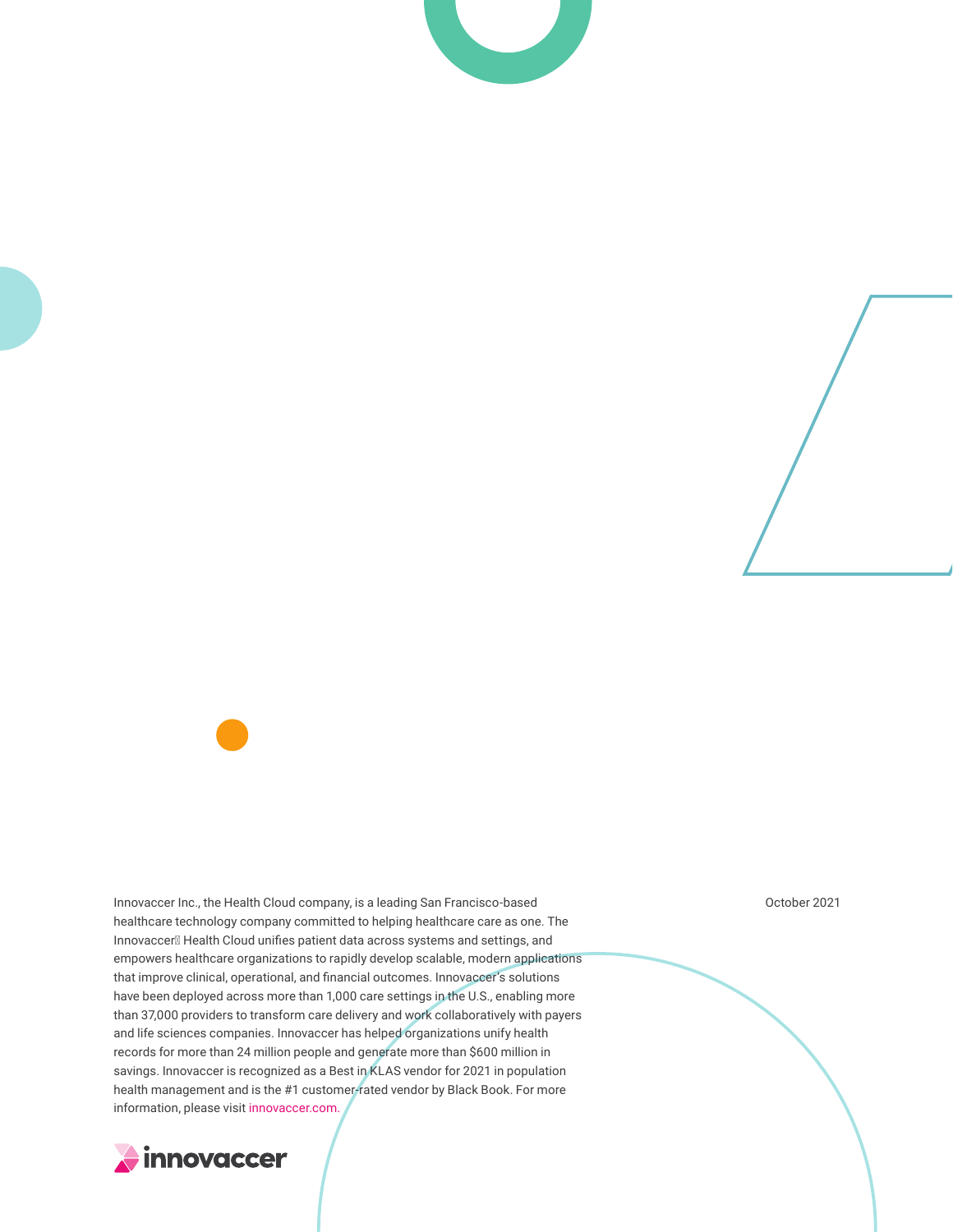Innovaccer Inc., the Health Cloud company, is a leading San Francisco-based healthcare technology company committed to helping healthcare care as one. The Innovaccer Health Cloud unifies patient data across systems and settings, and empowers healthcare organizations to rapidly develop scalable, modern applications that improve clinical, operational, and financial outcomes. Innovaccer's solutions have been deployed across more than 1,000 care settings in the U.S., enabling more than 37,000 providers to transform care delivery and work collaboratively with payers and life sciences companies. Innovaccer has helped organizations unify health records for more than 24 million people and generate more than $600 million in savings. Innovaccer is recognized as a Best in KLAS vendor for 2021 in population health management and is the #1 customer-rated vendor by Black Book. For more information, please visit innovaccer.com.

October 2021

innovaccer